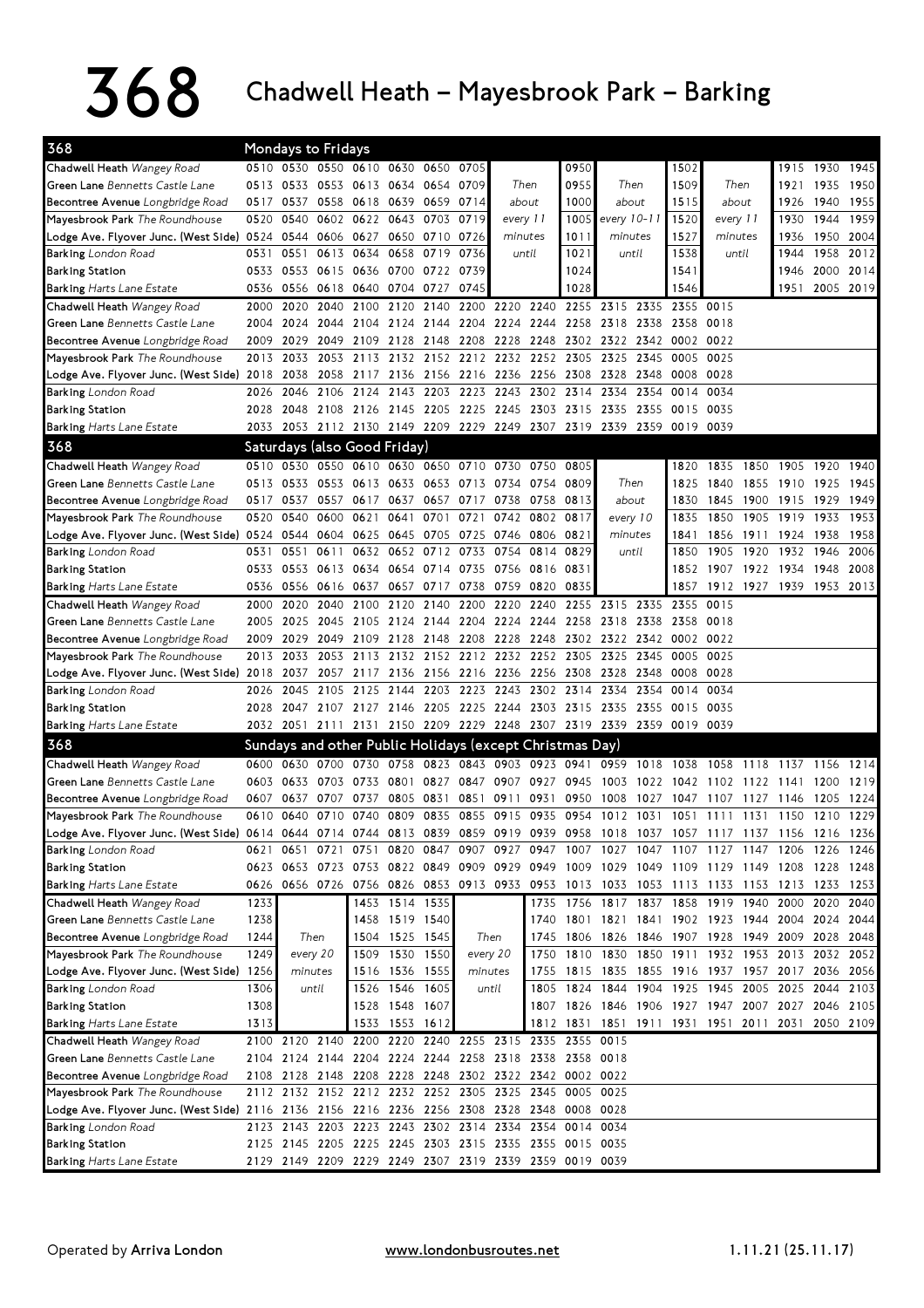# 368 Chadwell Heath – Mayesbrook Park – Barking

## Mondays to Fridays

| 368 | | | | | | | | | | | | | | | | | | |
|---|---|---|---|---|---|---|---|---|---|---|---|---|---|---|---|---|---|---|
| Chadwell Heath Wangey Road | 0510 | 0530 | 0550 | 0610 | 0630 | 0650 | 0705 | Then | | 0950 | Then | | 1502 | Then | | 1915 | 1930 | 1945 |
| Green Lane Bennetts Castle Lane | 0513 | 0533 | 0553 | 0613 | 0634 | 0654 | 0709 | about | | 0955 | about | | 1509 | about | | 1921 | 1935 | 1950 |
| Becontree Avenue Longbridge Road | 0517 | 0537 | 0558 | 0618 | 0639 | 0659 | 0714 | every 11 | | 1000 | every 10-11 | | 1515 | every 11 | | 1926 | 1940 | 1955 |
| Mayesbrook Park The Roundhouse | 0520 | 0540 | 0602 | 0622 | 0643 | 0703 | 0719 | minutes | | 1005 | minutes | | 1520 | minutes | | 1930 | 1944 | 1959 |
| Lodge Ave. Flyover Junc. (West Side) | 0524 | 0544 | 0606 | 0627 | 0650 | 0710 | 0726 | until | | 1011 | until | | 1527 | until | | 1936 | 1950 | 2004 |
| Barking London Road | 0531 | 0551 | 0613 | 0634 | 0658 | 0719 | 0736 | | | 1021 | | | 1538 | | | 1944 | 1958 | 2012 |
| Barking Station | 0533 | 0553 | 0615 | 0636 | 0700 | 0722 | 0739 | | | 1024 | | | 1541 | | | 1946 | 2000 | 2014 |
| Barking Harts Lane Estate | 0536 | 0556 | 0618 | 0640 | 0704 | 0727 | 0745 | | | 1028 | | | 1546 | | | 1951 | 2005 | 2019 |

| 368 | | | | | | | | | | | | | | |
|---|---|---|---|---|---|---|---|---|---|---|---|---|---|---|
| Chadwell Heath Wangey Road | 2000 | 2020 | 2040 | 2100 | 2120 | 2140 | 2200 | 2220 | 2240 | 2255 | 2315 | 2335 | 2355 | 0015 |
| Green Lane Bennetts Castle Lane | 2004 | 2024 | 2044 | 2104 | 2124 | 2144 | 2204 | 2224 | 2244 | 2258 | 2318 | 2338 | 2358 | 0018 |
| Becontree Avenue Longbridge Road | 2009 | 2029 | 2049 | 2109 | 2128 | 2148 | 2208 | 2228 | 2248 | 2302 | 2322 | 2342 | 0002 | 0022 |
| Mayesbrook Park The Roundhouse | 2013 | 2033 | 2053 | 2113 | 2132 | 2152 | 2212 | 2232 | 2252 | 2305 | 2325 | 2345 | 0005 | 0025 |
| Lodge Ave. Flyover Junc. (West Side) | 2018 | 2038 | 2058 | 2117 | 2136 | 2156 | 2216 | 2236 | 2256 | 2308 | 2328 | 2348 | 0008 | 0028 |
| Barking London Road | 2026 | 2046 | 2106 | 2124 | 2143 | 2203 | 2223 | 2243 | 2302 | 2314 | 2334 | 2354 | 0014 | 0034 |
| Barking Station | 2028 | 2048 | 2108 | 2126 | 2145 | 2205 | 2225 | 2245 | 2303 | 2315 | 2335 | 2355 | 0015 | 0035 |
| Barking Harts Lane Estate | 2033 | 2053 | 2112 | 2130 | 2149 | 2209 | 2229 | 2249 | 2307 | 2319 | 2339 | 2359 | 0019 | 0039 |

## Saturdays (also Good Friday)

| 368 | | | | | | | | | | | | | | | | | | |
|---|---|---|---|---|---|---|---|---|---|---|---|---|---|---|---|---|---|---|
| Chadwell Heath Wangey Road | 0510 | 0530 | 0550 | 0610 | 0630 | 0650 | 0710 | 0730 | 0750 | 0805 | Then | | 1820 | 1835 | 1850 | 1905 | 1920 | 1940 |
| Green Lane Bennetts Castle Lane | 0513 | 0533 | 0553 | 0613 | 0633 | 0653 | 0713 | 0734 | 0754 | 0809 | about | | 1825 | 1840 | 1855 | 1910 | 1925 | 1945 |
| Becontree Avenue Longbridge Road | 0517 | 0537 | 0557 | 0617 | 0637 | 0657 | 0717 | 0738 | 0758 | 0813 | every 10 | | 1830 | 1845 | 1900 | 1915 | 1929 | 1949 |
| Mayesbrook Park The Roundhouse | 0520 | 0540 | 0600 | 0621 | 0641 | 0701 | 0721 | 0742 | 0802 | 0817 | minutes | | 1835 | 1850 | 1905 | 1919 | 1933 | 1953 |
| Lodge Ave. Flyover Junc. (West Side) | 0524 | 0544 | 0604 | 0625 | 0645 | 0705 | 0725 | 0746 | 0806 | 0821 | until | | 1841 | 1856 | 1911 | 1924 | 1938 | 1958 |
| Barking London Road | 0531 | 0551 | 0611 | 0632 | 0652 | 0712 | 0733 | 0754 | 0814 | 0829 | | | 1850 | 1905 | 1920 | 1932 | 1946 | 2006 |
| Barking Station | 0533 | 0553 | 0613 | 0634 | 0654 | 0714 | 0735 | 0756 | 0816 | 0831 | | | 1852 | 1907 | 1922 | 1934 | 1948 | 2008 |
| Barking Harts Lane Estate | 0536 | 0556 | 0616 | 0637 | 0657 | 0717 | 0738 | 0759 | 0820 | 0835 | | | 1857 | 1912 | 1927 | 1939 | 1953 | 2013 |

| 368 | | | | | | | | | | | | | | |
|---|---|---|---|---|---|---|---|---|---|---|---|---|---|---|
| Chadwell Heath Wangey Road | 2000 | 2020 | 2040 | 2100 | 2120 | 2140 | 2200 | 2220 | 2240 | 2255 | 2315 | 2335 | 2355 | 0015 |
| Green Lane Bennetts Castle Lane | 2005 | 2025 | 2045 | 2105 | 2124 | 2144 | 2204 | 2224 | 2244 | 2258 | 2318 | 2338 | 2358 | 0018 |
| Becontree Avenue Longbridge Road | 2009 | 2029 | 2049 | 2109 | 2128 | 2148 | 2208 | 2228 | 2248 | 2302 | 2322 | 2342 | 0002 | 0022 |
| Mayesbrook Park The Roundhouse | 2013 | 2033 | 2053 | 2113 | 2132 | 2152 | 2212 | 2232 | 2252 | 2305 | 2325 | 2345 | 0005 | 0025 |
| Lodge Ave. Flyover Junc. (West Side) | 2018 | 2037 | 2057 | 2117 | 2136 | 2156 | 2216 | 2236 | 2256 | 2308 | 2328 | 2348 | 0008 | 0028 |
| Barking London Road | 2026 | 2045 | 2105 | 2125 | 2144 | 2203 | 2223 | 2243 | 2302 | 2314 | 2334 | 2354 | 0014 | 0034 |
| Barking Station | 2028 | 2047 | 2107 | 2127 | 2146 | 2205 | 2225 | 2244 | 2303 | 2315 | 2335 | 2355 | 0015 | 0035 |
| Barking Harts Lane Estate | 2032 | 2051 | 2111 | 2131 | 2150 | 2209 | 2229 | 2248 | 2307 | 2319 | 2339 | 2359 | 0019 | 0039 |

## Sundays and other Public Holidays (except Christmas Day)

| 368 | | | | | | | | | | | | | | | | | | |
|---|---|---|---|---|---|---|---|---|---|---|---|---|---|---|---|---|---|---|
| Chadwell Heath Wangey Road | 0600 | 0630 | 0700 | 0730 | 0758 | 0823 | 0843 | 0903 | 0923 | 0941 | 0959 | 1018 | 1038 | 1058 | 1118 | 1137 | 1156 | 1214 |
| Green Lane Bennetts Castle Lane | 0603 | 0633 | 0703 | 0733 | 0801 | 0827 | 0847 | 0907 | 0927 | 0945 | 1003 | 1022 | 1042 | 1102 | 1122 | 1141 | 1200 | 1219 |
| Becontree Avenue Longbridge Road | 0607 | 0637 | 0707 | 0737 | 0805 | 0831 | 0851 | 0911 | 0931 | 0950 | 1008 | 1027 | 1047 | 1107 | 1127 | 1146 | 1205 | 1224 |
| Mayesbrook Park The Roundhouse | 0610 | 0640 | 0710 | 0740 | 0809 | 0835 | 0855 | 0915 | 0935 | 0954 | 1012 | 1031 | 1051 | 1111 | 1131 | 1150 | 1210 | 1229 |
| Lodge Ave. Flyover Junc. (West Side) | 0614 | 0644 | 0714 | 0744 | 0813 | 0839 | 0859 | 0919 | 0939 | 0958 | 1018 | 1037 | 1057 | 1117 | 1137 | 1156 | 1216 | 1236 |
| Barking London Road | 0621 | 0651 | 0721 | 0751 | 0820 | 0847 | 0907 | 0927 | 0947 | 1007 | 1027 | 1047 | 1107 | 1127 | 1147 | 1206 | 1226 | 1246 |
| Barking Station | 0623 | 0653 | 0723 | 0753 | 0822 | 0849 | 0909 | 0929 | 0949 | 1009 | 1029 | 1049 | 1109 | 1129 | 1149 | 1208 | 1228 | 1248 |
| Barking Harts Lane Estate | 0626 | 0656 | 0726 | 0756 | 0826 | 0853 | 0913 | 0933 | 0953 | 1013 | 1033 | 1053 | 1113 | 1133 | 1153 | 1213 | 1233 | 1253 |

| 368 | | | | | | | | | | | | | | | | | | |
|---|---|---|---|---|---|---|---|---|---|---|---|---|---|---|---|---|---|---|
| Chadwell Heath Wangey Road | 1233 | Then | | 1453 | 1514 | 1535 | Then | | 1735 | 1756 | 1817 | 1837 | 1858 | 1919 | 1940 | 2000 | 2020 | 2040 |
| Green Lane Bennetts Castle Lane | 1238 | every 20 | | 1458 | 1519 | 1540 | every 20 | | 1740 | 1801 | 1821 | 1841 | 1902 | 1923 | 1944 | 2004 | 2024 | 2044 |
| Becontree Avenue Longbridge Road | 1244 | minutes | | 1504 | 1525 | 1545 | minutes | | 1745 | 1806 | 1826 | 1846 | 1907 | 1928 | 1949 | 2009 | 2028 | 2048 |
| Mayesbrook Park The Roundhouse | 1249 | until | | 1509 | 1530 | 1550 | until | | 1750 | 1810 | 1830 | 1850 | 1911 | 1932 | 1953 | 2013 | 2032 | 2052 |
| Lodge Ave. Flyover Junc. (West Side) | 1256 | | | 1516 | 1536 | 1555 | | | 1755 | 1815 | 1835 | 1855 | 1916 | 1937 | 1957 | 2017 | 2036 | 2056 |
| Barking London Road | 1306 | | | 1526 | 1546 | 1605 | | | 1805 | 1824 | 1844 | 1904 | 1925 | 1945 | 2005 | 2025 | 2044 | 2103 |
| Barking Station | 1308 | | | 1528 | 1548 | 1607 | | | 1807 | 1826 | 1846 | 1906 | 1927 | 1947 | 2007 | 2027 | 2046 | 2105 |
| Barking Harts Lane Estate | 1313 | | | 1533 | 1553 | 1612 | | | 1812 | 1831 | 1851 | 1911 | 1931 | 1951 | 2011 | 2031 | 2050 | 2109 |

| 368 | | | | | | | | | | | |
|---|---|---|---|---|---|---|---|---|---|---|---|
| Chadwell Heath Wangey Road | 2100 | 2120 | 2140 | 2200 | 2220 | 2240 | 2255 | 2315 | 2335 | 2355 | 0015 |
| Green Lane Bennetts Castle Lane | 2104 | 2124 | 2144 | 2204 | 2224 | 2244 | 2258 | 2318 | 2338 | 2358 | 0018 |
| Becontree Avenue Longbridge Road | 2108 | 2128 | 2148 | 2208 | 2228 | 2248 | 2302 | 2322 | 2342 | 0002 | 0022 |
| Mayesbrook Park The Roundhouse | 2112 | 2132 | 2152 | 2212 | 2232 | 2252 | 2305 | 2325 | 2345 | 0005 | 0025 |
| Lodge Ave. Flyover Junc. (West Side) | 2116 | 2136 | 2156 | 2216 | 2236 | 2256 | 2308 | 2328 | 2348 | 0008 | 0028 |
| Barking London Road | 2123 | 2143 | 2203 | 2223 | 2243 | 2302 | 2314 | 2334 | 2354 | 0014 | 0034 |
| Barking Station | 2125 | 2145 | 2205 | 2225 | 2245 | 2303 | 2315 | 2335 | 2355 | 0015 | 0035 |
| Barking Harts Lane Estate | 2129 | 2149 | 2209 | 2229 | 2249 | 2307 | 2319 | 2339 | 2359 | 0019 | 0039 |

Operated by **Arriva London** www.londonbusroutes.net 1.11.21 (25.11.17)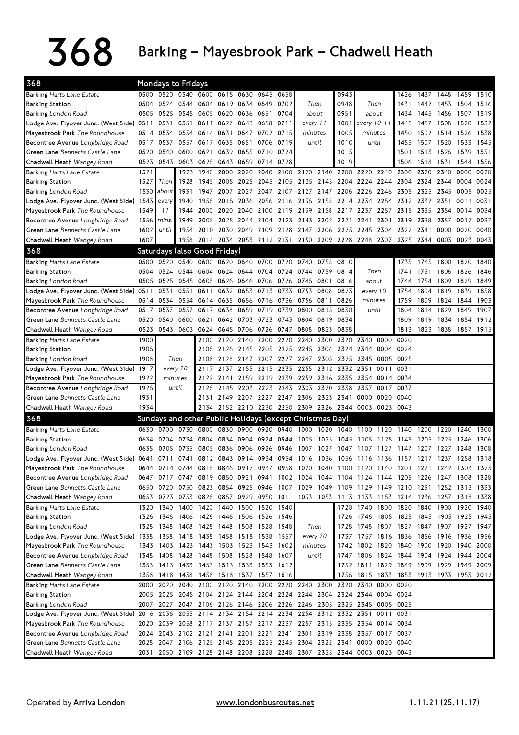# 368 Barking – Mayesbrook Park – Chadwell Heath

## Mondays to Fridays

| 368 | | | | | | | | | | | | | | | | | | |
|---|---|---|---|---|---|---|---|---|---|---|---|---|---|---|---|---|---|---|
| **Barking** *Harts Lane Estate* | 0500 | 0520 | 0540 | 0600 | 0615 | 0630 | 0645 | 0658 | | | 0943 | | | 1426 | 1437 | 1448 | 1459 | 1510 |
| **Barking Station** | 0504 | 0524 | 0544 | 0604 | 0619 | 0634 | 0649 | 0702 | Then | | 0948 | Then | | 1431 | 1442 | 1453 | 1504 | 1516 |
| **Barking** *London Road* | 0505 | 0525 | 0545 | 0605 | 0620 | 0636 | 0651 | 0704 | about | | 0951 | about | | 1434 | 1445 | 1456 | 1507 | 1519 |
| **Lodge Ave. Flyover Junc. (West Side)** | 0511 | 0531 | 0551 | 0611 | 0627 | 0643 | 0658 | 0711 | every 11 | | 1001 | every 10-11 | | 1445 | 1457 | 1508 | 1520 | 1532 |
| **Mayesbrook Park** *The Roundhouse* | 0514 | 0534 | 0554 | 0614 | 0631 | 0647 | 0702 | 0715 | minutes | | 1005 | minutes | | 1450 | 1502 | 1514 | 1526 | 1538 |
| **Becontree Avenue** *Longbridge Road* | 0517 | 0537 | 0557 | 0617 | 0635 | 0651 | 0706 | 0719 | until | | 1010 | until | | 1455 | 1507 | 1520 | 1533 | 1545 |
| **Green Lane** *Bennetts Castle Lane* | 0520 | 0540 | 0600 | 0621 | 0639 | 0655 | 0710 | 0724 | | | 1015 | | | 1501 | 1513 | 1526 | 1539 | 1551 |
| **Chadwell Heath** *Wangey Road* | 0523 | 0543 | 0603 | 0625 | 0643 | 0659 | 0714 | 0728 | | | 1019 | | | 1506 | 1518 | 1531 | 1544 | 1556 |

| 368 | | | | | | | | | | | | | | | | | | | |
|---|---|---|---|---|---|---|---|---|---|---|---|---|---|---|---|---|---|---|---|
| **Barking** *Harts Lane Estate* | 1521 | | 1923 | 1940 | 2000 | 2020 | 2040 | 2100 | 2120 | 2140 | 2200 | 2220 | 2240 | 2300 | 2320 | 2340 | 0000 | 0020 |
| **Barking Station** | 1527 | Then | 1928 | 1945 | 2005 | 2025 | 2045 | 2105 | 2125 | 2145 | 2204 | 2224 | 2244 | 2304 | 2324 | 2344 | 0004 | 0024 |
| **Barking** *London Road* | 1530 | about | 1931 | 1947 | 2007 | 2027 | 2047 | 2107 | 2127 | 2147 | 2206 | 2226 | 2246 | 2305 | 2325 | 2345 | 0005 | 0025 |
| **Lodge Ave. Flyover Junc. (West Side)** | 1543 | every | 1940 | 1956 | 2016 | 2036 | 2056 | 2116 | 2136 | 2155 | 2214 | 2234 | 2254 | 2312 | 2332 | 2351 | 0011 | 0031 |
| **Mayesbrook Park** *The Roundhouse* | 1549 | 11 | 1944 | 2000 | 2020 | 2040 | 2100 | 2119 | 2139 | 2158 | 2217 | 2237 | 2257 | 2315 | 2335 | 2354 | 0014 | 0034 |
| **Becontree Avenue** *Longbridge Road* | 1556 | mins. | 1949 | 2005 | 2025 | 2044 | 2104 | 2123 | 2143 | 2202 | 2221 | 2241 | 2301 | 2319 | 2338 | 2357 | 0017 | 0037 |
| **Green Lane** *Bennetts Castle Lane* | 1602 | until | 1954 | 2010 | 2030 | 2049 | 2109 | 2128 | 2147 | 2206 | 2225 | 2245 | 2304 | 2322 | 2341 | 0000 | 0020 | 0040 |
| **Chadwell Heath** *Wangey Road* | 1607 | | 1958 | 2014 | 2034 | 2053 | 2112 | 2131 | 2150 | 2209 | 2228 | 2248 | 2307 | 2325 | 2344 | 0003 | 0023 | 0043 |

## Saturdays (also Good Friday)

| 368 | | | | | | | | | | | | | | | | | | |
|---|---|---|---|---|---|---|---|---|---|---|---|---|---|---|---|---|---|---|
| **Barking** *Harts Lane Estate* | 0500 | 0520 | 0540 | 0600 | 0620 | 0640 | 0700 | 0720 | 0740 | 0755 | 0810 | | | 1735 | 1745 | 1800 | 1820 | 1840 |
| **Barking Station** | 0504 | 0524 | 0544 | 0604 | 0624 | 0644 | 0704 | 0724 | 0744 | 0759 | 0814 | Then | | 1741 | 1751 | 1806 | 1826 | 1846 |
| **Barking** *London Road* | 0505 | 0525 | 0545 | 0605 | 0626 | 0646 | 0706 | 0726 | 0746 | 0801 | 0816 | about | | 1744 | 1754 | 1809 | 1829 | 1849 |
| **Lodge Ave. Flyover Junc. (West Side)** | 0511 | 0531 | 0551 | 0611 | 0632 | 0653 | 0713 | 0733 | 0753 | 0808 | 0823 | every 10 | | 1754 | 1804 | 1819 | 1839 | 1858 |
| **Mayesbrook Park** *The Roundhouse* | 0514 | 0534 | 0554 | 0614 | 0635 | 0656 | 0716 | 0736 | 0756 | 0811 | 0826 | minutes | | 1759 | 1809 | 1824 | 1844 | 1903 |
| **Becontree Avenue** *Longbridge Road* | 0517 | 0537 | 0557 | 0617 | 0638 | 0659 | 0719 | 0739 | 0800 | 0815 | 0830 | until | | 1804 | 1814 | 1829 | 1849 | 1907 |
| **Green Lane** *Bennetts Castle Lane* | 0520 | 0540 | 0600 | 0621 | 0642 | 0703 | 0723 | 0743 | 0804 | 0819 | 0834 | | | 1809 | 1819 | 1834 | 1854 | 1912 |
| **Chadwell Heath** *Wangey Road* | 0523 | 0543 | 0603 | 0624 | 0645 | 0706 | 0726 | 0747 | 0808 | 0823 | 0838 | | | 1813 | 1823 | 1838 | 1857 | 1915 |

| 368 | | | | | | | | | | | | | | |
|---|---|---|---|---|---|---|---|---|---|---|---|---|---|---|
| **Barking** *Harts Lane Estate* | 1900 | | 2100 | 2120 | 2140 | 2200 | 2220 | 2240 | 2300 | 2320 | 2340 | 0000 | 0020 |
| **Barking Station** | 1906 | | 2106 | 2126 | 2145 | 2205 | 2225 | 2245 | 2304 | 2324 | 2344 | 0004 | 0024 |
| **Barking** *London Road* | 1908 | Then | 2108 | 2128 | 2147 | 2207 | 2227 | 2247 | 2305 | 2325 | 2345 | 0005 | 0025 |
| **Lodge Ave. Flyover Junc. (West Side)** | 1917 | every 20 | 2117 | 2137 | 2155 | 2215 | 2235 | 2255 | 2312 | 2332 | 2351 | 0011 | 0031 |
| **Mayesbrook Park** *The Roundhouse* | 1922 | minutes | 2122 | 2141 | 2159 | 2219 | 2239 | 2259 | 2316 | 2335 | 2354 | 0014 | 0034 |
| **Becontree Avenue** *Longbridge Road* | 1926 | until | 2126 | 2145 | 2203 | 2223 | 2243 | 2303 | 2320 | 2338 | 2357 | 0017 | 0037 |
| **Green Lane** *Bennetts Castle Lane* | 1931 | | 2131 | 2149 | 2207 | 2227 | 2247 | 2306 | 2323 | 2341 | 0000 | 0020 | 0040 |
| **Chadwell Heath** *Wangey Road* | 1934 | | 2134 | 2152 | 2210 | 2230 | 2250 | 2309 | 2326 | 2344 | 0003 | 0023 | 0043 |

## Sundays and other Public Holidays (except Christmas Day)

| 368 | | | | | | | | | | | | | | | | | | | |
|---|---|---|---|---|---|---|---|---|---|---|---|---|---|---|---|---|---|---|---|
| **Barking** *Harts Lane Estate* | 0630 | 0700 | 0730 | 0800 | 0830 | 0900 | 0920 | 0940 | 1000 | 1020 | 1040 | 1100 | 1120 | 1140 | 1200 | 1220 | 1240 | 1300 |
| **Barking Station** | 0634 | 0704 | 0734 | 0804 | 0834 | 0904 | 0924 | 0944 | 1005 | 1025 | 1045 | 1105 | 1125 | 1145 | 1205 | 1225 | 1246 | 1306 |
| **Barking** *London Road* | 0635 | 0705 | 0735 | 0805 | 0836 | 0906 | 0926 | 0946 | 1007 | 1027 | 1047 | 1107 | 1127 | 1147 | 1207 | 1227 | 1248 | 1308 |
| **Lodge Ave. Flyover Junc. (West Side)** | 0641 | 0711 | 0741 | 0812 | 0843 | 0914 | 0934 | 0954 | 1016 | 1036 | 1056 | 1116 | 1136 | 1157 | 1217 | 1237 | 1258 | 1318 |
| **Mayesbrook Park** *The Roundhouse* | 0644 | 0714 | 0744 | 0815 | 0846 | 0917 | 0937 | 0958 | 1020 | 1040 | 1100 | 1120 | 1140 | 1201 | 1221 | 1242 | 1303 | 1323 |
| **Becontree Avenue** *Longbridge Road* | 0647 | 0717 | 0747 | 0819 | 0850 | 0921 | 0941 | 1002 | 1024 | 1044 | 1104 | 1124 | 1144 | 1205 | 1226 | 1247 | 1308 | 1328 |
| **Green Lane** *Bennetts Castle Lane* | 0650 | 0720 | 0750 | 0823 | 0854 | 0925 | 0946 | 1007 | 1029 | 1049 | 1109 | 1129 | 1149 | 1210 | 1231 | 1252 | 1313 | 1333 |
| **Chadwell Heath** *Wangey Road* | 0653 | 0723 | 0753 | 0826 | 0857 | 0929 | 0950 | 1011 | 1033 | 1053 | 1113 | 1133 | 1153 | 1214 | 1236 | 1257 | 1318 | 1338 |

| 368 | | | | | | | | | | | | | | | | | | | |
|---|---|---|---|---|---|---|---|---|---|---|---|---|---|---|---|---|---|---|---|
| **Barking** *Harts Lane Estate* | 1320 | 1340 | 1400 | 1420 | 1440 | 1500 | 1520 | 1540 | | | 1720 | 1740 | 1800 | 1820 | 1840 | 1900 | 1920 | 1940 |
| **Barking Station** | 1326 | 1346 | 1406 | 1426 | 1446 | 1506 | 1526 | 1546 | | | 1726 | 1746 | 1805 | 1825 | 1845 | 1905 | 1925 | 1945 |
| **Barking** *London Road* | 1328 | 1348 | 1408 | 1428 | 1448 | 1508 | 1528 | 1548 | Then | | 1728 | 1748 | 1807 | 1827 | 1847 | 1907 | 1927 | 1947 |
| **Lodge Ave. Flyover Junc. (West Side)** | 1338 | 1358 | 1418 | 1438 | 1458 | 1518 | 1538 | 1557 | every 20 | | 1737 | 1757 | 1816 | 1836 | 1856 | 1916 | 1936 | 1956 |
| **Mayesbrook Park** *The Roundhouse* | 1343 | 1403 | 1423 | 1443 | 1503 | 1523 | 1543 | 1602 | minutes | | 1742 | 1802 | 1820 | 1840 | 1900 | 1920 | 1940 | 2000 |
| **Becontree Avenue** *Longbridge Road* | 1348 | 1408 | 1428 | 1448 | 1508 | 1528 | 1548 | 1607 | until | | 1747 | 1806 | 1824 | 1844 | 1904 | 1924 | 1944 | 2004 |
| **Green Lane** *Bennetts Castle Lane* | 1353 | 1413 | 1433 | 1453 | 1513 | 1533 | 1553 | 1612 | | | 1752 | 1811 | 1829 | 1849 | 1909 | 1929 | 1949 | 2009 |
| **Chadwell Heath** *Wangey Road* | 1358 | 1418 | 1438 | 1458 | 1518 | 1537 | 1557 | 1616 | | | 1756 | 1815 | 1833 | 1853 | 1913 | 1933 | 1953 | 2012 |

| 368 | | | | | | | | | | | | | | | |
|---|---|---|---|---|---|---|---|---|---|---|---|---|---|---|---|
| **Barking** *Harts Lane Estate* | 2000 | 2020 | 2040 | 2100 | 2120 | 2140 | 2200 | 2220 | 2240 | 2300 | 2320 | 2340 | 0000 | 0020 |
| **Barking Station** | 2005 | 2025 | 2045 | 2104 | 2124 | 2144 | 2204 | 2224 | 2244 | 2304 | 2324 | 2344 | 0004 | 0024 |
| **Barking** *London Road* | 2007 | 2027 | 2047 | 2106 | 2126 | 2146 | 2206 | 2226 | 2246 | 2305 | 2325 | 2345 | 0005 | 0025 |
| **Lodge Ave. Flyover Junc. (West Side)** | 2016 | 2036 | 2055 | 2114 | 2134 | 2154 | 2214 | 2234 | 2254 | 2312 | 2332 | 2351 | 0011 | 0031 |
| **Mayesbrook Park** *The Roundhouse* | 2020 | 2039 | 2058 | 2117 | 2137 | 2157 | 2217 | 2237 | 2257 | 2315 | 2335 | 2354 | 0014 | 0034 |
| **Becontree Avenue** *Longbridge Road* | 2024 | 2043 | 2102 | 2121 | 2141 | 2201 | 2221 | 2241 | 2301 | 2319 | 2338 | 2357 | 0017 | 0037 |
| **Green Lane** *Bennetts Castle Lane* | 2028 | 2047 | 2106 | 2125 | 2145 | 2205 | 2225 | 2245 | 2304 | 2322 | 2341 | 0000 | 0020 | 0040 |
| **Chadwell Heath** *Wangey Road* | 2031 | 2050 | 2109 | 2128 | 2148 | 2208 | 2228 | 2248 | 2307 | 2325 | 2344 | 0003 | 0023 | 0043 |

Operated by **Arriva London** | www.londonbusroutes.net | 1.11.21 (25.11.17)